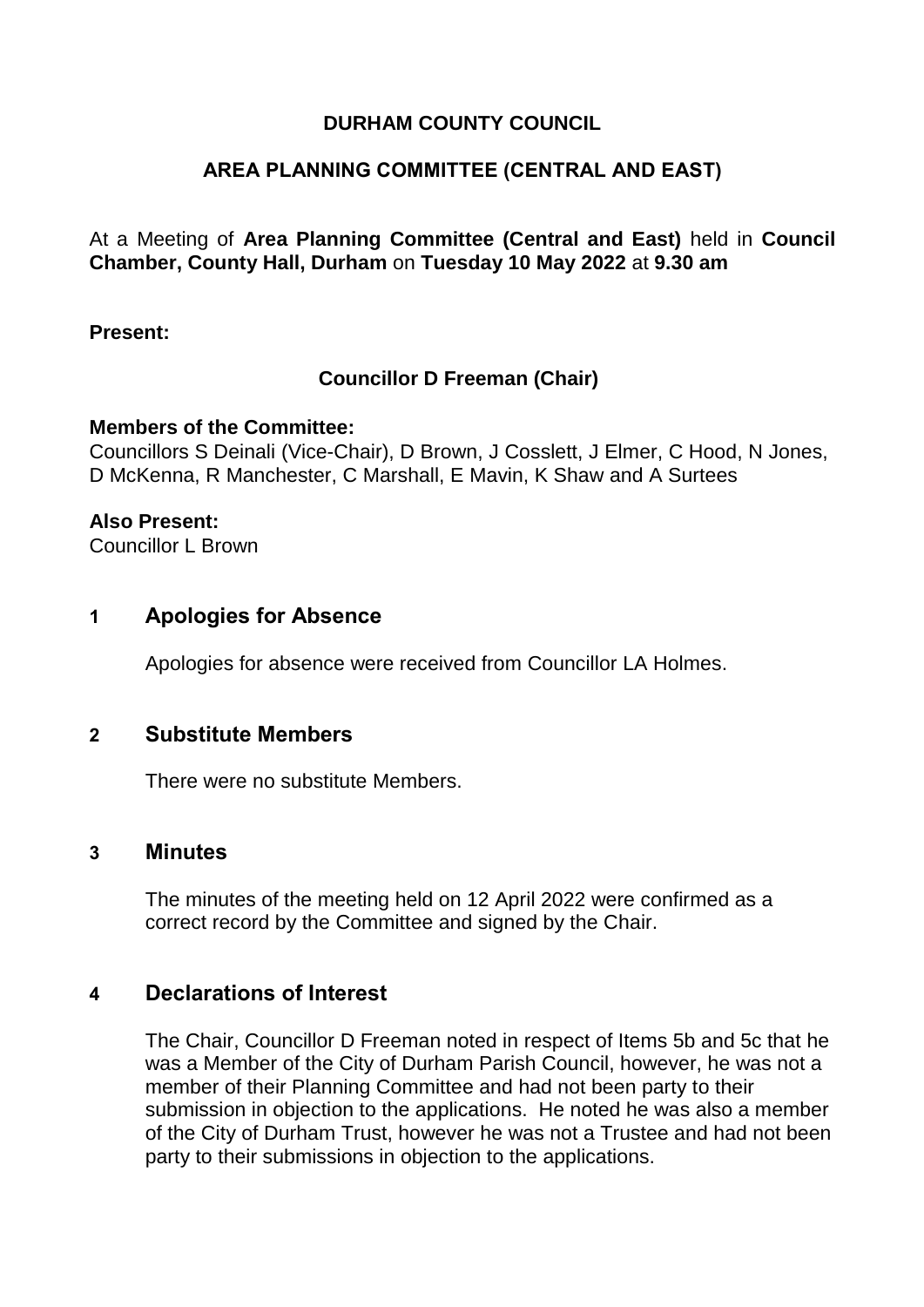# DURHAM COUNTY COUNCIL

## AREA PLANNING COMMITTEE (CENTRAL AND EAST)

At a Meeting of **Area Planning Committee (Central and East)** held in **Council Chamber, County Hall, Durham** on **Tuesday 10 May 2022** at **9.30 am**

**Present:**

**Councillor D Freeman (Chair)**

**Members of the Committee:**
Councillors S Deinali (Vice-Chair), D Brown, J Cosslett, J Elmer, C Hood, N Jones, D McKenna, R Manchester, C Marshall, E Mavin, K Shaw and A Surtees

**Also Present:**
Councillor L Brown

## 1 Apologies for Absence

Apologies for absence were received from Councillor LA Holmes.

## 2 Substitute Members

There were no substitute Members.

## 3 Minutes

The minutes of the meeting held on 12 April 2022 were confirmed as a correct record by the Committee and signed by the Chair.

## 4 Declarations of Interest

The Chair, Councillor D Freeman noted in respect of Items 5b and 5c that he was a Member of the City of Durham Parish Council, however, he was not a member of their Planning Committee and had not been party to their submission in objection to the applications. He noted he was also a member of the City of Durham Trust, however he was not a Trustee and had not been party to their submissions in objection to the applications.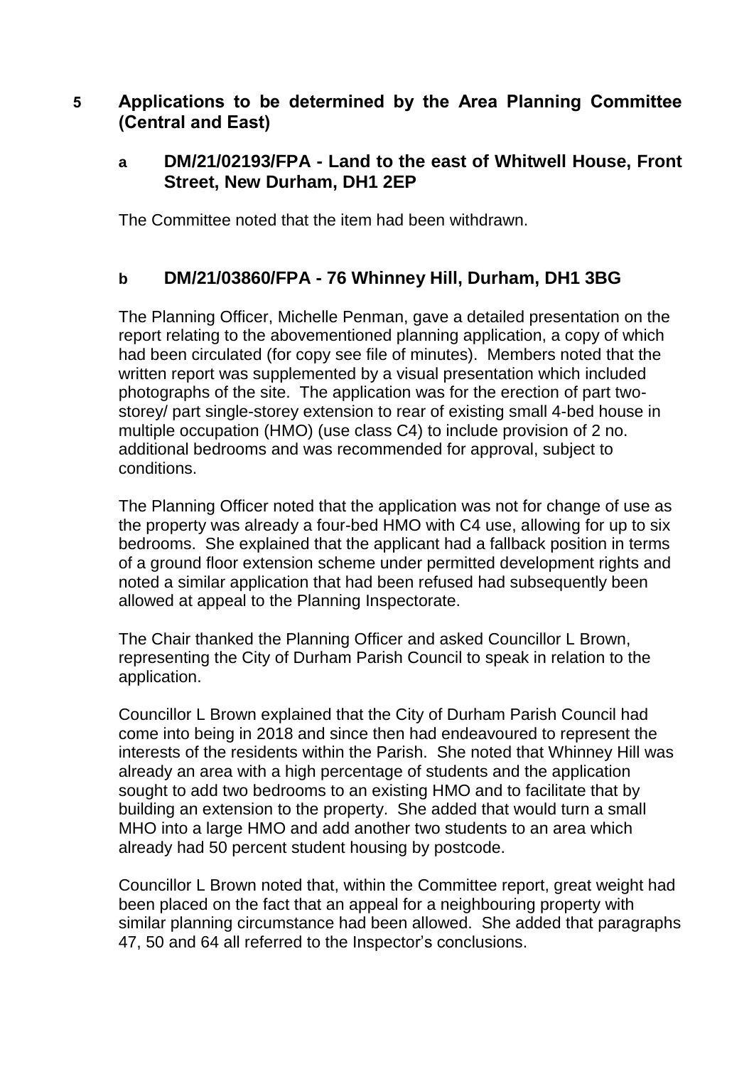## 5 Applications to be determined by the Area Planning Committee (Central and East)

### a DM/21/02193/FPA - Land to the east of Whitwell House, Front Street, New Durham, DH1 2EP

The Committee noted that the item had been withdrawn.

### b DM/21/03860/FPA - 76 Whinney Hill, Durham, DH1 3BG

The Planning Officer, Michelle Penman, gave a detailed presentation on the report relating to the abovementioned planning application, a copy of which had been circulated (for copy see file of minutes). Members noted that the written report was supplemented by a visual presentation which included photographs of the site. The application was for the erection of part two-storey/ part single-storey extension to rear of existing small 4-bed house in multiple occupation (HMO) (use class C4) to include provision of 2 no. additional bedrooms and was recommended for approval, subject to conditions.

The Planning Officer noted that the application was not for change of use as the property was already a four-bed HMO with C4 use, allowing for up to six bedrooms. She explained that the applicant had a fallback position in terms of a ground floor extension scheme under permitted development rights and noted a similar application that had been refused had subsequently been allowed at appeal to the Planning Inspectorate.

The Chair thanked the Planning Officer and asked Councillor L Brown, representing the City of Durham Parish Council to speak in relation to the application.

Councillor L Brown explained that the City of Durham Parish Council had come into being in 2018 and since then had endeavoured to represent the interests of the residents within the Parish. She noted that Whinney Hill was already an area with a high percentage of students and the application sought to add two bedrooms to an existing HMO and to facilitate that by building an extension to the property. She added that would turn a small MHO into a large HMO and add another two students to an area which already had 50 percent student housing by postcode.

Councillor L Brown noted that, within the Committee report, great weight had been placed on the fact that an appeal for a neighbouring property with similar planning circumstance had been allowed. She added that paragraphs 47, 50 and 64 all referred to the Inspector's conclusions.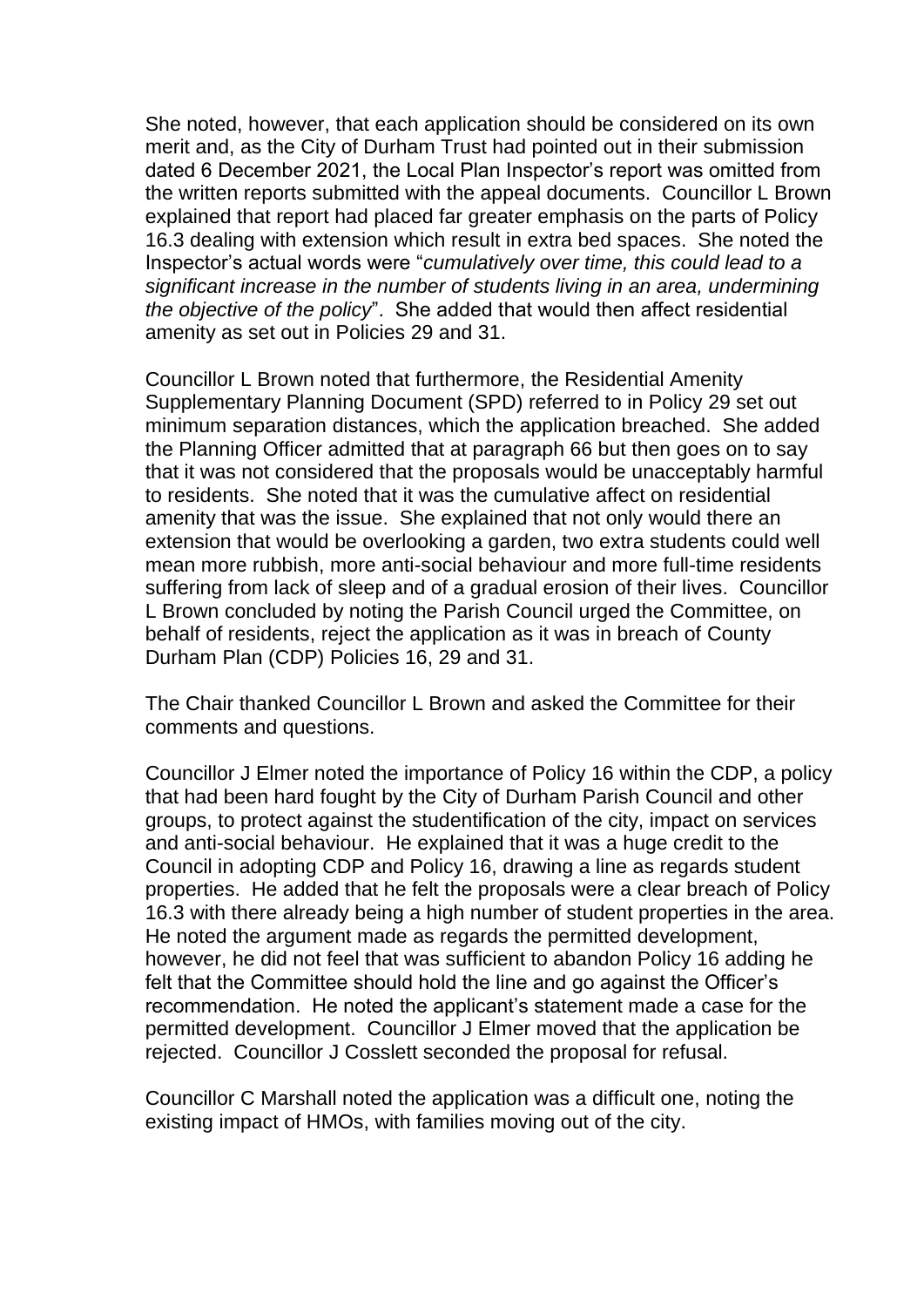She noted, however, that each application should be considered on its own merit and, as the City of Durham Trust had pointed out in their submission dated 6 December 2021, the Local Plan Inspector's report was omitted from the written reports submitted with the appeal documents. Councillor L Brown explained that report had placed far greater emphasis on the parts of Policy 16.3 dealing with extension which result in extra bed spaces. She noted the Inspector's actual words were "*cumulatively over time, this could lead to a significant increase in the number of students living in an area, undermining the objective of the policy*". She added that would then affect residential amenity as set out in Policies 29 and 31.

Councillor L Brown noted that furthermore, the Residential Amenity Supplementary Planning Document (SPD) referred to in Policy 29 set out minimum separation distances, which the application breached. She added the Planning Officer admitted that at paragraph 66 but then goes on to say that it was not considered that the proposals would be unacceptably harmful to residents. She noted that it was the cumulative affect on residential amenity that was the issue. She explained that not only would there an extension that would be overlooking a garden, two extra students could well mean more rubbish, more anti-social behaviour and more full-time residents suffering from lack of sleep and of a gradual erosion of their lives. Councillor L Brown concluded by noting the Parish Council urged the Committee, on behalf of residents, reject the application as it was in breach of County Durham Plan (CDP) Policies 16, 29 and 31.

The Chair thanked Councillor L Brown and asked the Committee for their comments and questions.

Councillor J Elmer noted the importance of Policy 16 within the CDP, a policy that had been hard fought by the City of Durham Parish Council and other groups, to protect against the studentification of the city, impact on services and anti-social behaviour. He explained that it was a huge credit to the Council in adopting CDP and Policy 16, drawing a line as regards student properties. He added that he felt the proposals were a clear breach of Policy 16.3 with there already being a high number of student properties in the area. He noted the argument made as regards the permitted development, however, he did not feel that was sufficient to abandon Policy 16 adding he felt that the Committee should hold the line and go against the Officer's recommendation. He noted the applicant's statement made a case for the permitted development. Councillor J Elmer moved that the application be rejected. Councillor J Cosslett seconded the proposal for refusal.

Councillor C Marshall noted the application was a difficult one, noting the existing impact of HMOs, with families moving out of the city.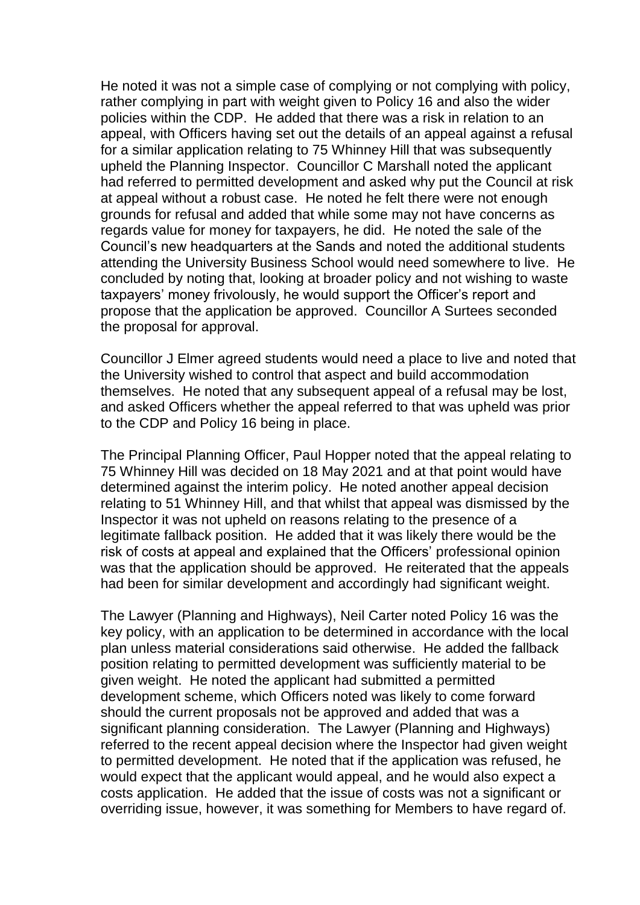He noted it was not a simple case of complying or not complying with policy, rather complying in part with weight given to Policy 16 and also the wider policies within the CDP. He added that there was a risk in relation to an appeal, with Officers having set out the details of an appeal against a refusal for a similar application relating to 75 Whinney Hill that was subsequently upheld the Planning Inspector. Councillor C Marshall noted the applicant had referred to permitted development and asked why put the Council at risk at appeal without a robust case. He noted he felt there were not enough grounds for refusal and added that while some may not have concerns as regards value for money for taxpayers, he did. He noted the sale of the Council's new headquarters at the Sands and noted the additional students attending the University Business School would need somewhere to live. He concluded by noting that, looking at broader policy and not wishing to waste taxpayers' money frivolously, he would support the Officer's report and propose that the application be approved. Councillor A Surtees seconded the proposal for approval.

Councillor J Elmer agreed students would need a place to live and noted that the University wished to control that aspect and build accommodation themselves. He noted that any subsequent appeal of a refusal may be lost, and asked Officers whether the appeal referred to that was upheld was prior to the CDP and Policy 16 being in place.

The Principal Planning Officer, Paul Hopper noted that the appeal relating to 75 Whinney Hill was decided on 18 May 2021 and at that point would have determined against the interim policy. He noted another appeal decision relating to 51 Whinney Hill, and that whilst that appeal was dismissed by the Inspector it was not upheld on reasons relating to the presence of a legitimate fallback position. He added that it was likely there would be the risk of costs at appeal and explained that the Officers' professional opinion was that the application should be approved. He reiterated that the appeals had been for similar development and accordingly had significant weight.

The Lawyer (Planning and Highways), Neil Carter noted Policy 16 was the key policy, with an application to be determined in accordance with the local plan unless material considerations said otherwise. He added the fallback position relating to permitted development was sufficiently material to be given weight. He noted the applicant had submitted a permitted development scheme, which Officers noted was likely to come forward should the current proposals not be approved and added that was a significant planning consideration. The Lawyer (Planning and Highways) referred to the recent appeal decision where the Inspector had given weight to permitted development. He noted that if the application was refused, he would expect that the applicant would appeal, and he would also expect a costs application. He added that the issue of costs was not a significant or overriding issue, however, it was something for Members to have regard of.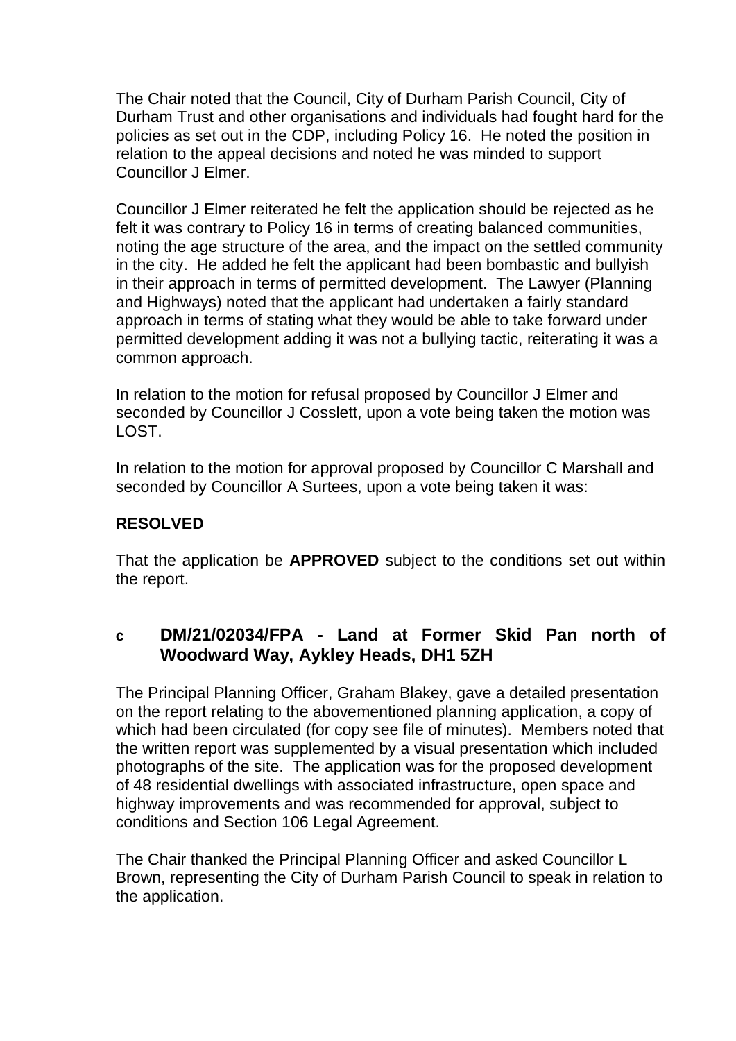The Chair noted that the Council, City of Durham Parish Council, City of Durham Trust and other organisations and individuals had fought hard for the policies as set out in the CDP, including Policy 16. He noted the position in relation to the appeal decisions and noted he was minded to support Councillor J Elmer.

Councillor J Elmer reiterated he felt the application should be rejected as he felt it was contrary to Policy 16 in terms of creating balanced communities, noting the age structure of the area, and the impact on the settled community in the city. He added he felt the applicant had been bombastic and bullyish in their approach in terms of permitted development. The Lawyer (Planning and Highways) noted that the applicant had undertaken a fairly standard approach in terms of stating what they would be able to take forward under permitted development adding it was not a bullying tactic, reiterating it was a common approach.

In relation to the motion for refusal proposed by Councillor J Elmer and seconded by Councillor J Cosslett, upon a vote being taken the motion was LOST.

In relation to the motion for approval proposed by Councillor C Marshall and seconded by Councillor A Surtees, upon a vote being taken it was:

**RESOLVED**

That the application be **APPROVED** subject to the conditions set out within the report.

## c DM/21/02034/FPA - Land at Former Skid Pan north of Woodward Way, Aykley Heads, DH1 5ZH

The Principal Planning Officer, Graham Blakey, gave a detailed presentation on the report relating to the abovementioned planning application, a copy of which had been circulated (for copy see file of minutes). Members noted that the written report was supplemented by a visual presentation which included photographs of the site. The application was for the proposed development of 48 residential dwellings with associated infrastructure, open space and highway improvements and was recommended for approval, subject to conditions and Section 106 Legal Agreement.

The Chair thanked the Principal Planning Officer and asked Councillor L Brown, representing the City of Durham Parish Council to speak in relation to the application.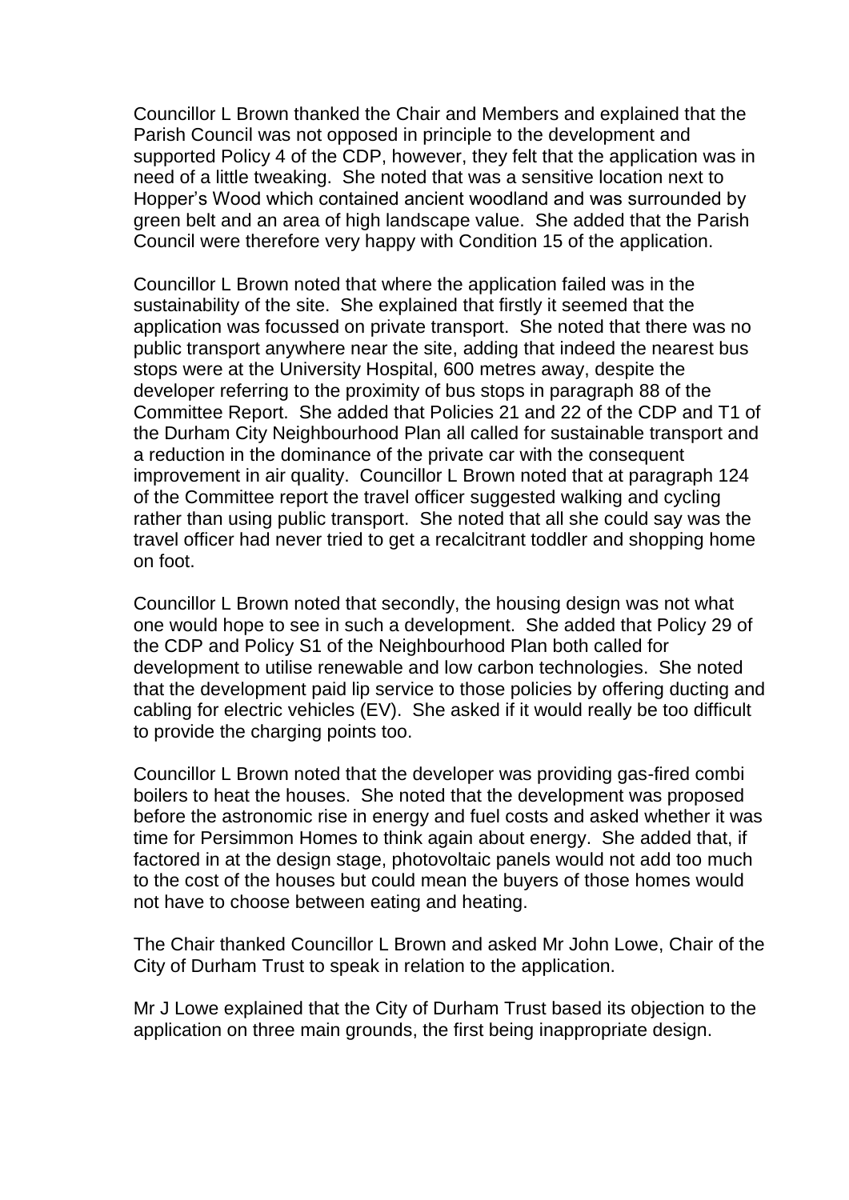Councillor L Brown thanked the Chair and Members and explained that the Parish Council was not opposed in principle to the development and supported Policy 4 of the CDP, however, they felt that the application was in need of a little tweaking. She noted that was a sensitive location next to Hopper's Wood which contained ancient woodland and was surrounded by green belt and an area of high landscape value. She added that the Parish Council were therefore very happy with Condition 15 of the application.

Councillor L Brown noted that where the application failed was in the sustainability of the site. She explained that firstly it seemed that the application was focussed on private transport. She noted that there was no public transport anywhere near the site, adding that indeed the nearest bus stops were at the University Hospital, 600 metres away, despite the developer referring to the proximity of bus stops in paragraph 88 of the Committee Report. She added that Policies 21 and 22 of the CDP and T1 of the Durham City Neighbourhood Plan all called for sustainable transport and a reduction in the dominance of the private car with the consequent improvement in air quality. Councillor L Brown noted that at paragraph 124 of the Committee report the travel officer suggested walking and cycling rather than using public transport. She noted that all she could say was the travel officer had never tried to get a recalcitrant toddler and shopping home on foot.

Councillor L Brown noted that secondly, the housing design was not what one would hope to see in such a development. She added that Policy 29 of the CDP and Policy S1 of the Neighbourhood Plan both called for development to utilise renewable and low carbon technologies. She noted that the development paid lip service to those policies by offering ducting and cabling for electric vehicles (EV). She asked if it would really be too difficult to provide the charging points too.

Councillor L Brown noted that the developer was providing gas-fired combi boilers to heat the houses. She noted that the development was proposed before the astronomic rise in energy and fuel costs and asked whether it was time for Persimmon Homes to think again about energy. She added that, if factored in at the design stage, photovoltaic panels would not add too much to the cost of the houses but could mean the buyers of those homes would not have to choose between eating and heating.

The Chair thanked Councillor L Brown and asked Mr John Lowe, Chair of the City of Durham Trust to speak in relation to the application.

Mr J Lowe explained that the City of Durham Trust based its objection to the application on three main grounds, the first being inappropriate design.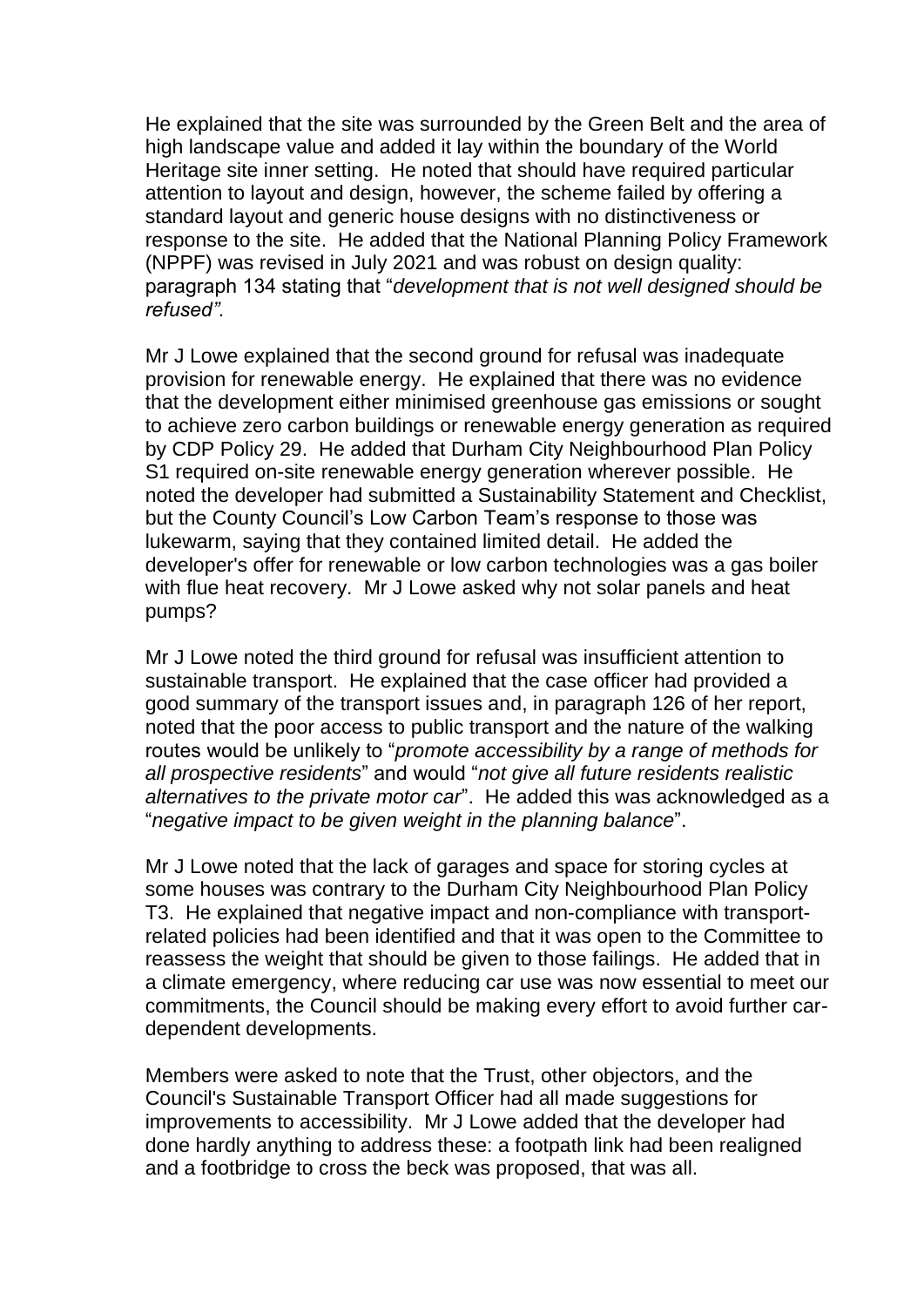He explained that the site was surrounded by the Green Belt and the area of high landscape value and added it lay within the boundary of the World Heritage site inner setting. He noted that should have required particular attention to layout and design, however, the scheme failed by offering a standard layout and generic house designs with no distinctiveness or response to the site. He added that the National Planning Policy Framework (NPPF) was revised in July 2021 and was robust on design quality: paragraph 134 stating that "*development that is not well designed should be refused".*

Mr J Lowe explained that the second ground for refusal was inadequate provision for renewable energy. He explained that there was no evidence that the development either minimised greenhouse gas emissions or sought to achieve zero carbon buildings or renewable energy generation as required by CDP Policy 29. He added that Durham City Neighbourhood Plan Policy S1 required on-site renewable energy generation wherever possible. He noted the developer had submitted a Sustainability Statement and Checklist, but the County Council's Low Carbon Team's response to those was lukewarm, saying that they contained limited detail. He added the developer's offer for renewable or low carbon technologies was a gas boiler with flue heat recovery. Mr J Lowe asked why not solar panels and heat pumps?

Mr J Lowe noted the third ground for refusal was insufficient attention to sustainable transport. He explained that the case officer had provided a good summary of the transport issues and, in paragraph 126 of her report, noted that the poor access to public transport and the nature of the walking routes would be unlikely to "*promote accessibility by a range of methods for all prospective residents*" and would "*not give all future residents realistic alternatives to the private motor car*". He added this was acknowledged as a "*negative impact to be given weight in the planning balance*".

Mr J Lowe noted that the lack of garages and space for storing cycles at some houses was contrary to the Durham City Neighbourhood Plan Policy T3. He explained that negative impact and non-compliance with transport-related policies had been identified and that it was open to the Committee to reassess the weight that should be given to those failings. He added that in a climate emergency, where reducing car use was now essential to meet our commitments, the Council should be making every effort to avoid further car-dependent developments.

Members were asked to note that the Trust, other objectors, and the Council's Sustainable Transport Officer had all made suggestions for improvements to accessibility. Mr J Lowe added that the developer had done hardly anything to address these: a footpath link had been realigned and a footbridge to cross the beck was proposed, that was all.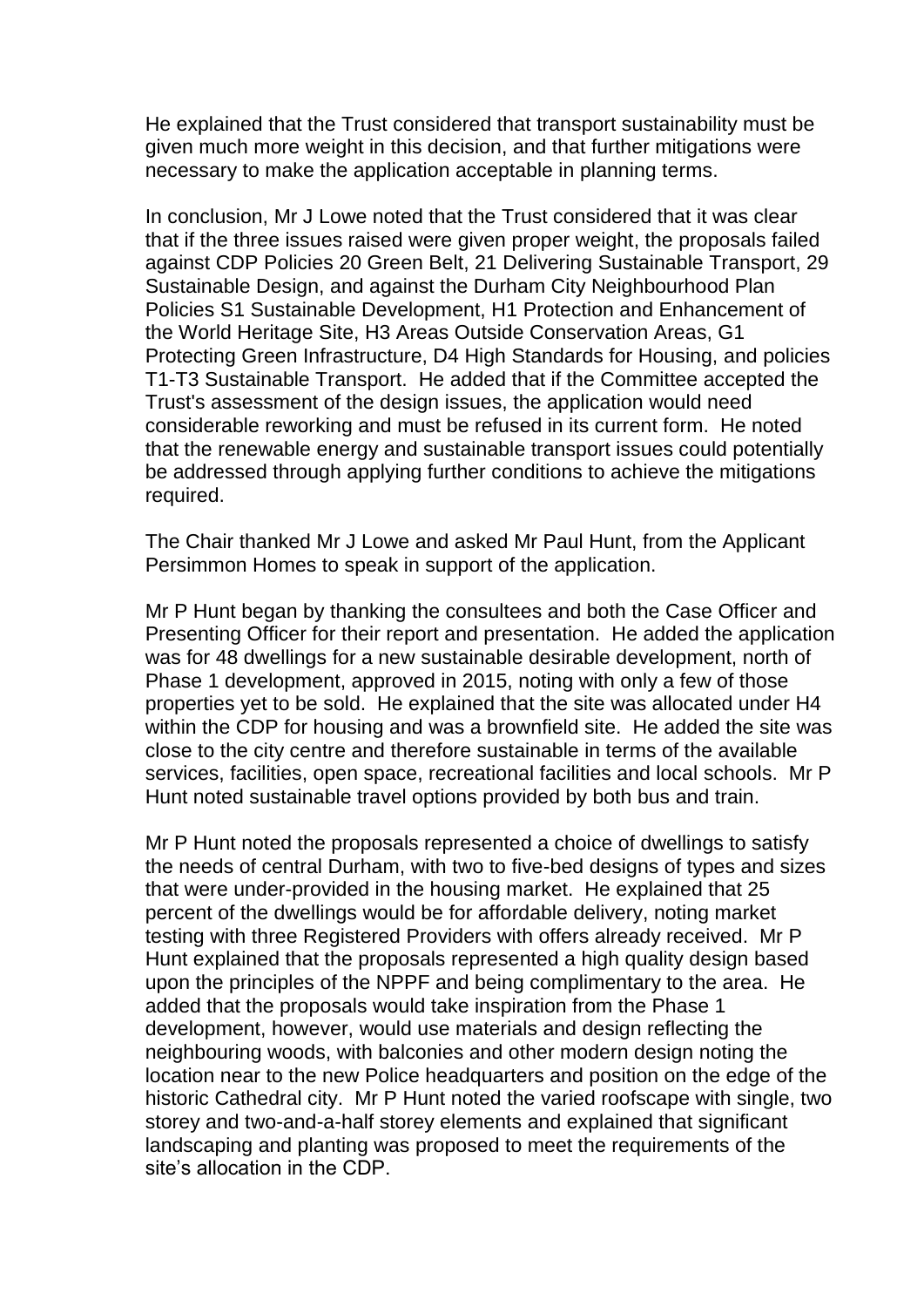He explained that the Trust considered that transport sustainability must be given much more weight in this decision, and that further mitigations were necessary to make the application acceptable in planning terms.

In conclusion, Mr J Lowe noted that the Trust considered that it was clear that if the three issues raised were given proper weight, the proposals failed against CDP Policies 20 Green Belt, 21 Delivering Sustainable Transport, 29 Sustainable Design, and against the Durham City Neighbourhood Plan Policies S1 Sustainable Development, H1 Protection and Enhancement of the World Heritage Site, H3 Areas Outside Conservation Areas, G1 Protecting Green Infrastructure, D4 High Standards for Housing, and policies T1-T3 Sustainable Transport. He added that if the Committee accepted the Trust's assessment of the design issues, the application would need considerable reworking and must be refused in its current form. He noted that the renewable energy and sustainable transport issues could potentially be addressed through applying further conditions to achieve the mitigations required.

The Chair thanked Mr J Lowe and asked Mr Paul Hunt, from the Applicant Persimmon Homes to speak in support of the application.

Mr P Hunt began by thanking the consultees and both the Case Officer and Presenting Officer for their report and presentation. He added the application was for 48 dwellings for a new sustainable desirable development, north of Phase 1 development, approved in 2015, noting with only a few of those properties yet to be sold. He explained that the site was allocated under H4 within the CDP for housing and was a brownfield site. He added the site was close to the city centre and therefore sustainable in terms of the available services, facilities, open space, recreational facilities and local schools. Mr P Hunt noted sustainable travel options provided by both bus and train.

Mr P Hunt noted the proposals represented a choice of dwellings to satisfy the needs of central Durham, with two to five-bed designs of types and sizes that were under-provided in the housing market. He explained that 25 percent of the dwellings would be for affordable delivery, noting market testing with three Registered Providers with offers already received. Mr P Hunt explained that the proposals represented a high quality design based upon the principles of the NPPF and being complimentary to the area. He added that the proposals would take inspiration from the Phase 1 development, however, would use materials and design reflecting the neighbouring woods, with balconies and other modern design noting the location near to the new Police headquarters and position on the edge of the historic Cathedral city. Mr P Hunt noted the varied roofscape with single, two storey and two-and-a-half storey elements and explained that significant landscaping and planting was proposed to meet the requirements of the site's allocation in the CDP.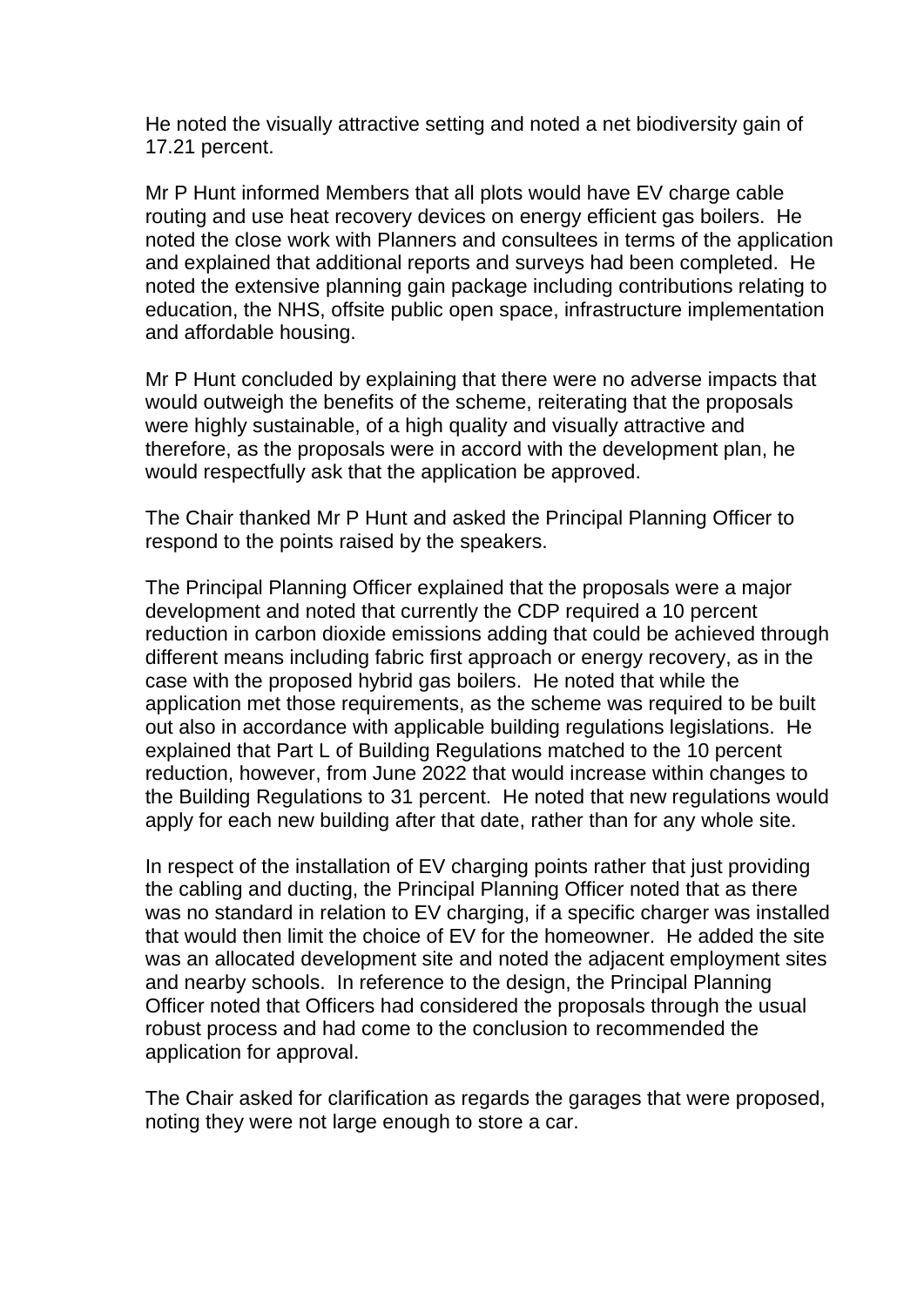He noted the visually attractive setting and noted a net biodiversity gain of 17.21 percent.

Mr P Hunt informed Members that all plots would have EV charge cable routing and use heat recovery devices on energy efficient gas boilers. He noted the close work with Planners and consultees in terms of the application and explained that additional reports and surveys had been completed. He noted the extensive planning gain package including contributions relating to education, the NHS, offsite public open space, infrastructure implementation and affordable housing.

Mr P Hunt concluded by explaining that there were no adverse impacts that would outweigh the benefits of the scheme, reiterating that the proposals were highly sustainable, of a high quality and visually attractive and therefore, as the proposals were in accord with the development plan, he would respectfully ask that the application be approved.

The Chair thanked Mr P Hunt and asked the Principal Planning Officer to respond to the points raised by the speakers.

The Principal Planning Officer explained that the proposals were a major development and noted that currently the CDP required a 10 percent reduction in carbon dioxide emissions adding that could be achieved through different means including fabric first approach or energy recovery, as in the case with the proposed hybrid gas boilers. He noted that while the application met those requirements, as the scheme was required to be built out also in accordance with applicable building regulations legislations. He explained that Part L of Building Regulations matched to the 10 percent reduction, however, from June 2022 that would increase within changes to the Building Regulations to 31 percent. He noted that new regulations would apply for each new building after that date, rather than for any whole site.

In respect of the installation of EV charging points rather that just providing the cabling and ducting, the Principal Planning Officer noted that as there was no standard in relation to EV charging, if a specific charger was installed that would then limit the choice of EV for the homeowner. He added the site was an allocated development site and noted the adjacent employment sites and nearby schools. In reference to the design, the Principal Planning Officer noted that Officers had considered the proposals through the usual robust process and had come to the conclusion to recommended the application for approval.

The Chair asked for clarification as regards the garages that were proposed, noting they were not large enough to store a car.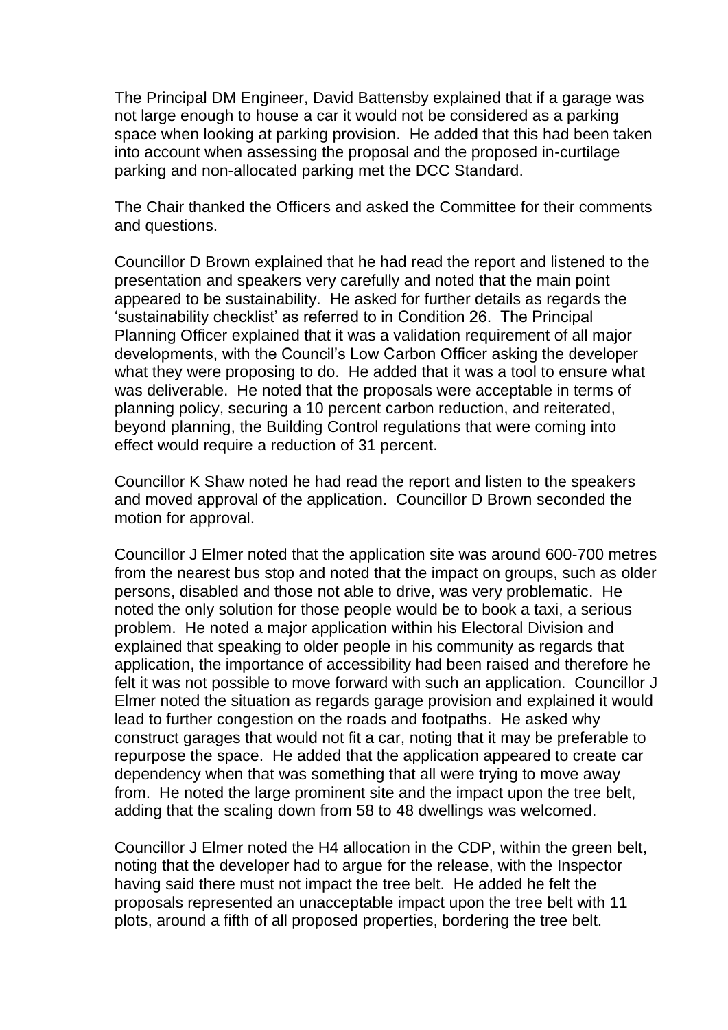The Principal DM Engineer, David Battensby explained that if a garage was not large enough to house a car it would not be considered as a parking space when looking at parking provision. He added that this had been taken into account when assessing the proposal and the proposed in-curtilage parking and non-allocated parking met the DCC Standard.

The Chair thanked the Officers and asked the Committee for their comments and questions.

Councillor D Brown explained that he had read the report and listened to the presentation and speakers very carefully and noted that the main point appeared to be sustainability. He asked for further details as regards the 'sustainability checklist' as referred to in Condition 26. The Principal Planning Officer explained that it was a validation requirement of all major developments, with the Council's Low Carbon Officer asking the developer what they were proposing to do. He added that it was a tool to ensure what was deliverable. He noted that the proposals were acceptable in terms of planning policy, securing a 10 percent carbon reduction, and reiterated, beyond planning, the Building Control regulations that were coming into effect would require a reduction of 31 percent.

Councillor K Shaw noted he had read the report and listen to the speakers and moved approval of the application. Councillor D Brown seconded the motion for approval.

Councillor J Elmer noted that the application site was around 600-700 metres from the nearest bus stop and noted that the impact on groups, such as older persons, disabled and those not able to drive, was very problematic. He noted the only solution for those people would be to book a taxi, a serious problem. He noted a major application within his Electoral Division and explained that speaking to older people in his community as regards that application, the importance of accessibility had been raised and therefore he felt it was not possible to move forward with such an application. Councillor J Elmer noted the situation as regards garage provision and explained it would lead to further congestion on the roads and footpaths. He asked why construct garages that would not fit a car, noting that it may be preferable to repurpose the space. He added that the application appeared to create car dependency when that was something that all were trying to move away from. He noted the large prominent site and the impact upon the tree belt, adding that the scaling down from 58 to 48 dwellings was welcomed.

Councillor J Elmer noted the H4 allocation in the CDP, within the green belt, noting that the developer had to argue for the release, with the Inspector having said there must not impact the tree belt. He added he felt the proposals represented an unacceptable impact upon the tree belt with 11 plots, around a fifth of all proposed properties, bordering the tree belt.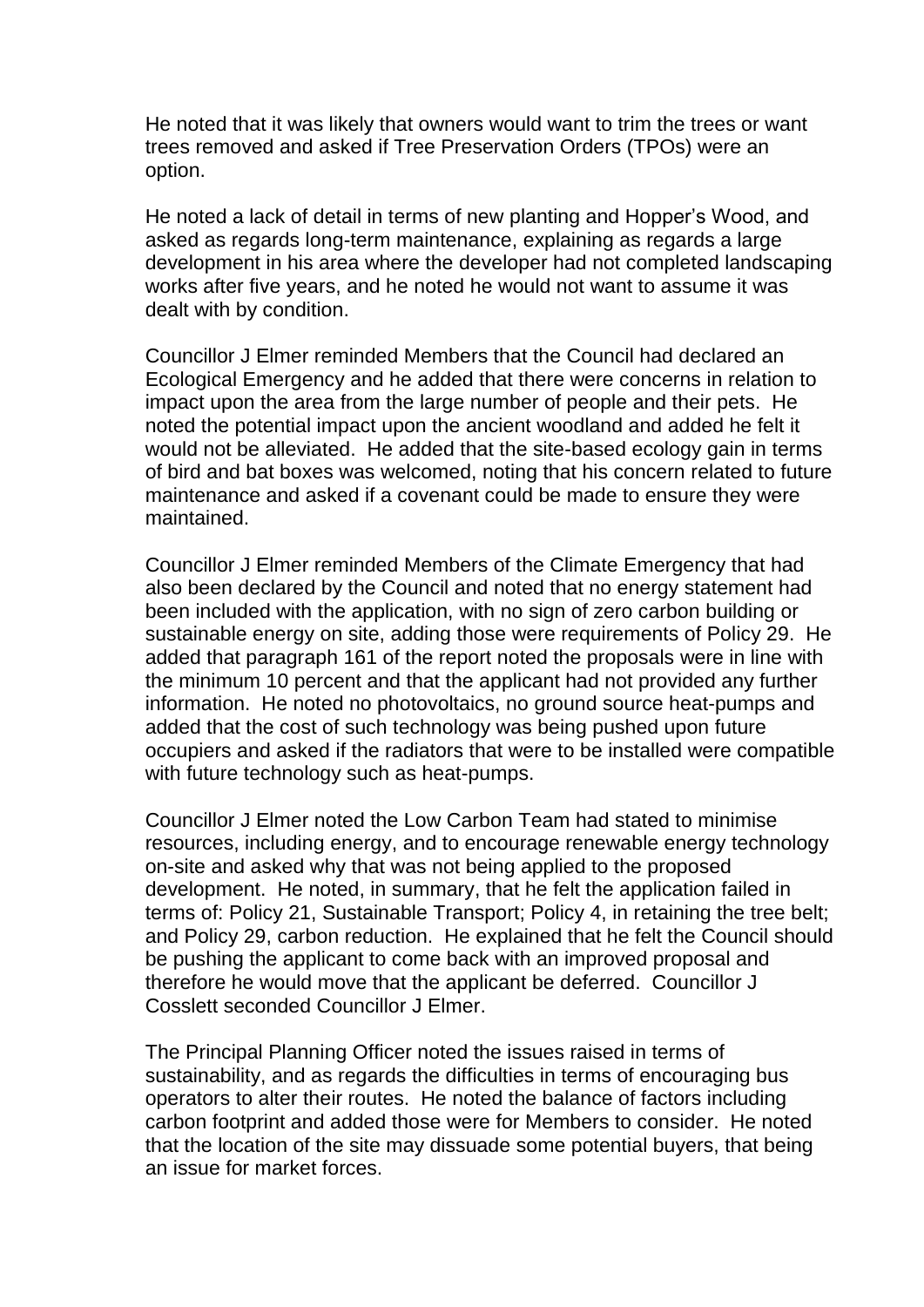He noted that it was likely that owners would want to trim the trees or want trees removed and asked if Tree Preservation Orders (TPOs) were an option.

He noted a lack of detail in terms of new planting and Hopper's Wood, and asked as regards long-term maintenance, explaining as regards a large development in his area where the developer had not completed landscaping works after five years, and he noted he would not want to assume it was dealt with by condition.

Councillor J Elmer reminded Members that the Council had declared an Ecological Emergency and he added that there were concerns in relation to impact upon the area from the large number of people and their pets. He noted the potential impact upon the ancient woodland and added he felt it would not be alleviated. He added that the site-based ecology gain in terms of bird and bat boxes was welcomed, noting that his concern related to future maintenance and asked if a covenant could be made to ensure they were maintained.

Councillor J Elmer reminded Members of the Climate Emergency that had also been declared by the Council and noted that no energy statement had been included with the application, with no sign of zero carbon building or sustainable energy on site, adding those were requirements of Policy 29. He added that paragraph 161 of the report noted the proposals were in line with the minimum 10 percent and that the applicant had not provided any further information. He noted no photovoltaics, no ground source heat-pumps and added that the cost of such technology was being pushed upon future occupiers and asked if the radiators that were to be installed were compatible with future technology such as heat-pumps.

Councillor J Elmer noted the Low Carbon Team had stated to minimise resources, including energy, and to encourage renewable energy technology on-site and asked why that was not being applied to the proposed development. He noted, in summary, that he felt the application failed in terms of: Policy 21, Sustainable Transport; Policy 4, in retaining the tree belt; and Policy 29, carbon reduction. He explained that he felt the Council should be pushing the applicant to come back with an improved proposal and therefore he would move that the applicant be deferred. Councillor J Cosslett seconded Councillor J Elmer.

The Principal Planning Officer noted the issues raised in terms of sustainability, and as regards the difficulties in terms of encouraging bus operators to alter their routes. He noted the balance of factors including carbon footprint and added those were for Members to consider. He noted that the location of the site may dissuade some potential buyers, that being an issue for market forces.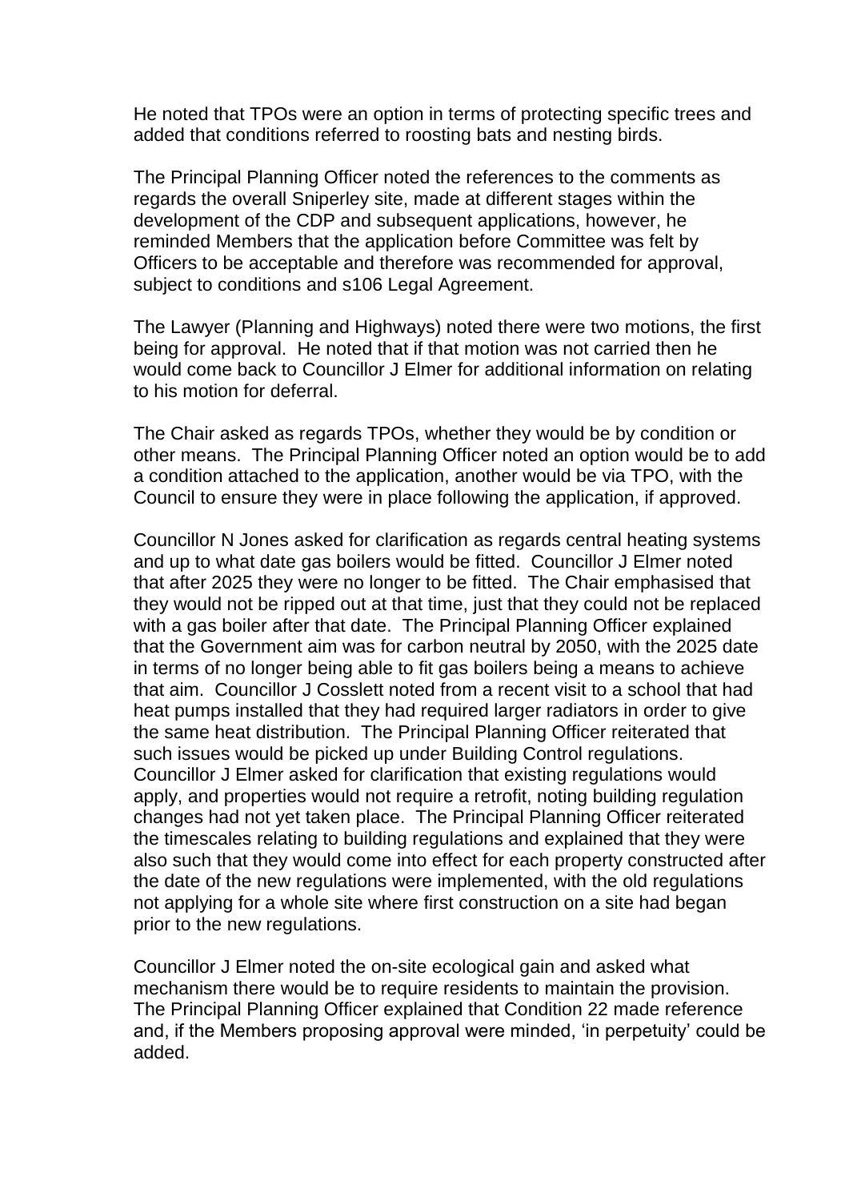He noted that TPOs were an option in terms of protecting specific trees and added that conditions referred to roosting bats and nesting birds.

The Principal Planning Officer noted the references to the comments as regards the overall Sniperley site, made at different stages within the development of the CDP and subsequent applications, however, he reminded Members that the application before Committee was felt by Officers to be acceptable and therefore was recommended for approval, subject to conditions and s106 Legal Agreement.

The Lawyer (Planning and Highways) noted there were two motions, the first being for approval. He noted that if that motion was not carried then he would come back to Councillor J Elmer for additional information on relating to his motion for deferral.

The Chair asked as regards TPOs, whether they would be by condition or other means. The Principal Planning Officer noted an option would be to add a condition attached to the application, another would be via TPO, with the Council to ensure they were in place following the application, if approved.

Councillor N Jones asked for clarification as regards central heating systems and up to what date gas boilers would be fitted. Councillor J Elmer noted that after 2025 they were no longer to be fitted. The Chair emphasised that they would not be ripped out at that time, just that they could not be replaced with a gas boiler after that date. The Principal Planning Officer explained that the Government aim was for carbon neutral by 2050, with the 2025 date in terms of no longer being able to fit gas boilers being a means to achieve that aim. Councillor J Cosslett noted from a recent visit to a school that had heat pumps installed that they had required larger radiators in order to give the same heat distribution. The Principal Planning Officer reiterated that such issues would be picked up under Building Control regulations. Councillor J Elmer asked for clarification that existing regulations would apply, and properties would not require a retrofit, noting building regulation changes had not yet taken place. The Principal Planning Officer reiterated the timescales relating to building regulations and explained that they were also such that they would come into effect for each property constructed after the date of the new regulations were implemented, with the old regulations not applying for a whole site where first construction on a site had began prior to the new regulations.

Councillor J Elmer noted the on-site ecological gain and asked what mechanism there would be to require residents to maintain the provision. The Principal Planning Officer explained that Condition 22 made reference and, if the Members proposing approval were minded, 'in perpetuity' could be added.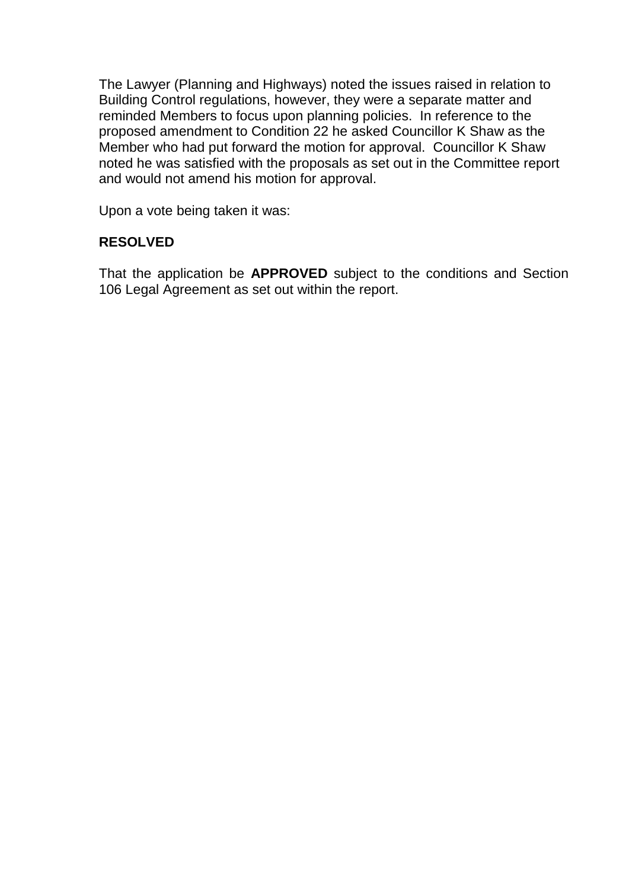The Lawyer (Planning and Highways) noted the issues raised in relation to Building Control regulations, however, they were a separate matter and reminded Members to focus upon planning policies. In reference to the proposed amendment to Condition 22 he asked Councillor K Shaw as the Member who had put forward the motion for approval. Councillor K Shaw noted he was satisfied with the proposals as set out in the Committee report and would not amend his motion for approval.

Upon a vote being taken it was:

**RESOLVED**

That the application be **APPROVED** subject to the conditions and Section 106 Legal Agreement as set out within the report.